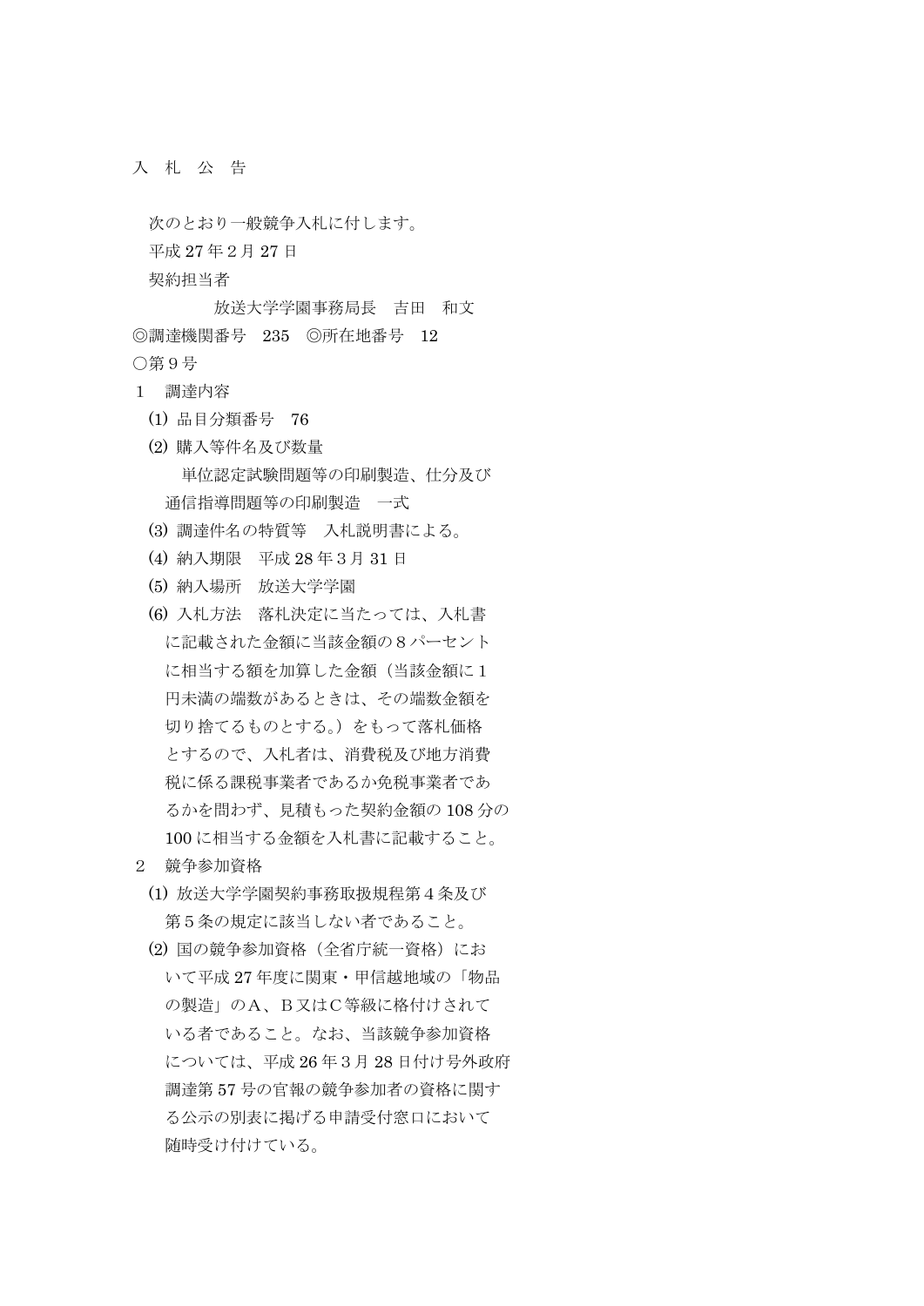# 入　札　公　告

次のとおり一般競争入札に付します。

平成 27 年２月 27 日

契約担当者

放送大学学園事務局長　吉田　和文

◎調達機関番号　235　◎所在地番号　12

○第９号

１　調達内容

(1) 品目分類番号　76

(2) 購入等件名及び数量

単位認定試験問題等の印刷製造、仕分及び通信指導問題等の印刷製造　一式

(3) 調達件名の特質等　入札説明書による。

(4) 納入期限　平成 28 年３月 31 日

(5) 納入場所　放送大学学園

(6) 入札方法　落札決定に当たっては、入札書に記載された金額に当該金額の８パーセントに相当する額を加算した金額（当該金額に１円未満の端数があるときは、その端数金額を切り捨てるものとする。）をもって落札価格とするので、入札者は、消費税及び地方消費税に係る課税事業者であるか免税事業者であるかを問わず、見積もった契約金額の 108 分の 100 に相当する金額を入札書に記載すること。

２　競争参加資格

(1) 放送大学学園契約事務取扱規程第４条及び第５条の規定に該当しない者であること。

(2) 国の競争参加資格（全省庁統一資格）において平成 27 年度に関東・甲信越地域の「物品の製造」のＡ、Ｂ又はＣ等級に格付けされている者であること。なお、当該競争参加資格については、平成 26 年３月 28 日付け号外政府調達第 57 号の官報の競争参加者の資格に関する公示の別表に掲げる申請受付窓口において随時受け付けている。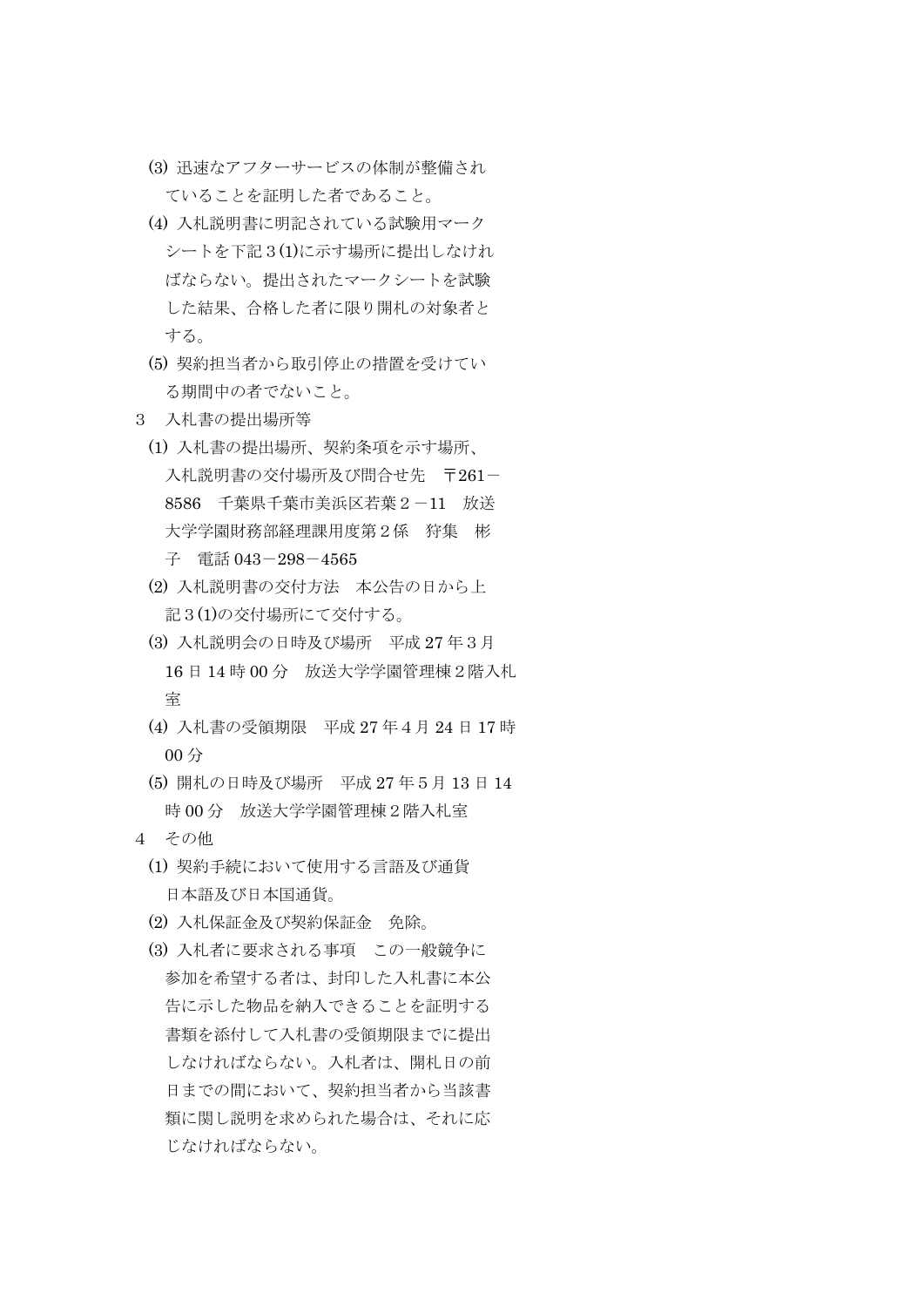(3) 迅速なアフターサービスの体制が整備されていることを証明した者であること。

(4) 入札説明書に明記されている試験用マークシートを下記３(1)に示す場所に提出しなければならない。提出されたマークシートを試験した結果、合格した者に限り開札の対象者とする。

(5) 契約担当者から取引停止の措置を受けている期間中の者でないこと。

３　入札書の提出場所等

(1) 入札書の提出場所、契約条項を示す場所、入札説明書の交付場所及び問合せ先　〒261－8586　千葉県千葉市美浜区若葉２－11　放送大学学園財務部経理課用度第２係　狩集　彬子　電話 043－298－4565

(2) 入札説明書の交付方法　本公告の日から上記３(1)の交付場所にて交付する。

(3) 入札説明会の日時及び場所　平成 27 年３月 16 日 14 時 00 分　放送大学学園管理棟２階入札室

(4) 入札書の受領期限　平成 27 年４月 24 日 17 時 00 分

(5) 開札の日時及び場所　平成 27 年５月 13 日 14 時 00 分　放送大学学園管理棟２階入札室

４　その他

(1) 契約手続において使用する言語及び通貨　日本語及び日本国通貨。

(2) 入札保証金及び契約保証金　免除。

(3) 入札者に要求される事項　この一般競争に参加を希望する者は、封印した入札書に本公告に示した物品を納入できることを証明する書類を添付して入札書の受領期限までに提出しなければならない。入札者は、開札日の前日までの間において、契約担当者から当該書類に関し説明を求められた場合は、それに応じなければならない。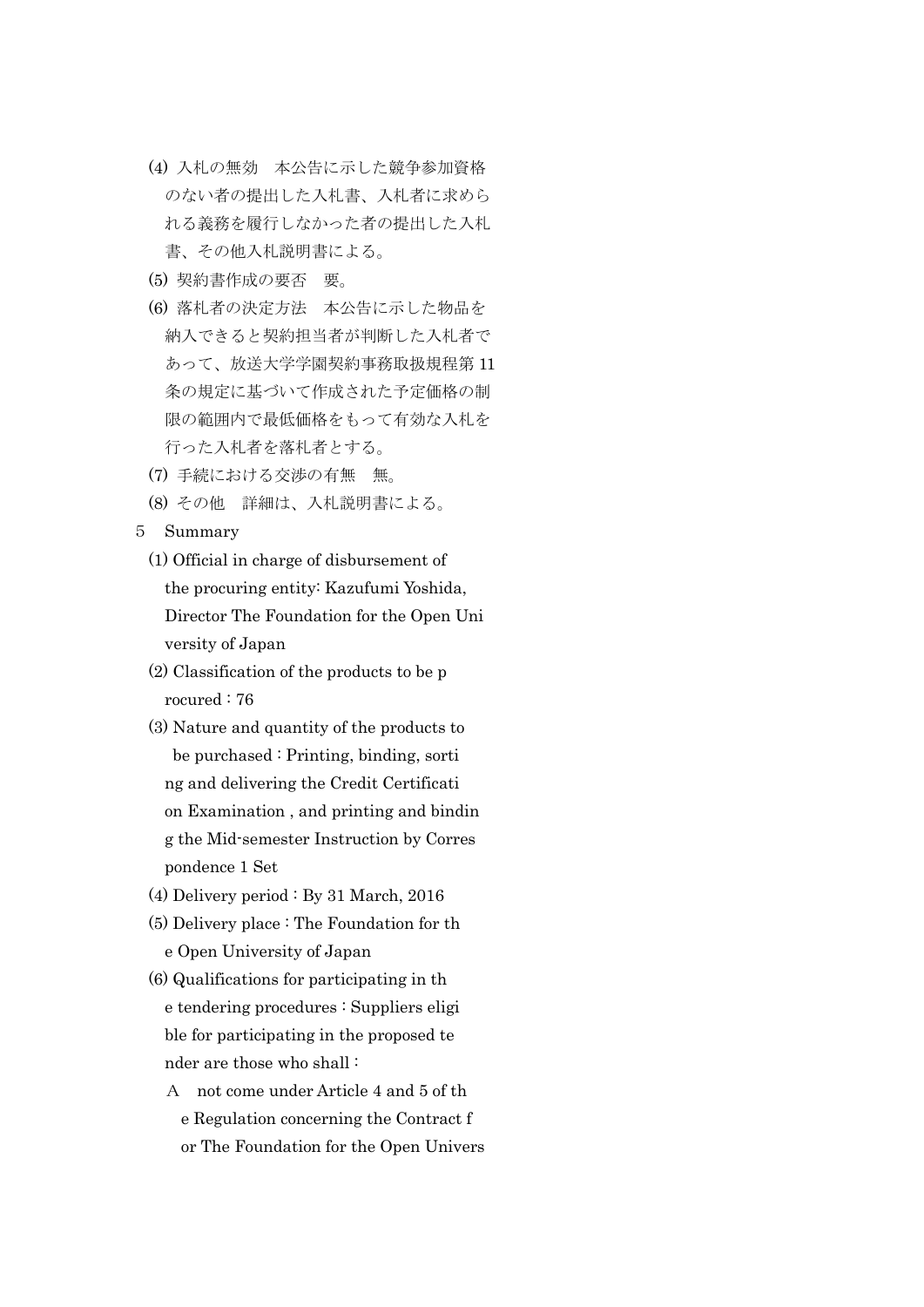(4) 入札の無効　本公告に示した競争参加資格のない者の提出した入札書、入札者に求められる義務を履行しなかった者の提出した入札書、その他入札説明書による。

(5) 契約書作成の要否　要。

(6) 落札者の決定方法　本公告に示した物品を納入できると契約担当者が判断した入札者であって、放送大学学園契約事務取扱規程第 11 条の規定に基づいて作成された予定価格の制限の範囲内で最低価格をもって有効な入札を行った入札者を落札者とする。

(7) 手続における交渉の有無　無。

(8) その他　詳細は、入札説明書による。

5　Summary

(1) Official in charge of disbursement of the procuring entity: Kazufumi Yoshida, Director The Foundation for the Open University of Japan

(2) Classification of the products to be procured : 76

(3) Nature and quantity of the products to be purchased : Printing, binding, sorting and delivering the Credit Certification Examination , and printing and binding the Mid-semester Instruction by Correspondence 1 Set

(4) Delivery period : By 31 March, 2016

(5) Delivery place : The Foundation for the Open University of Japan

(6) Qualifications for participating in the tendering procedures : Suppliers eligible for participating in the proposed tender are those who shall :

A　not come under Article 4 and 5 of the Regulation concerning the Contract for The Foundation for the Open Univers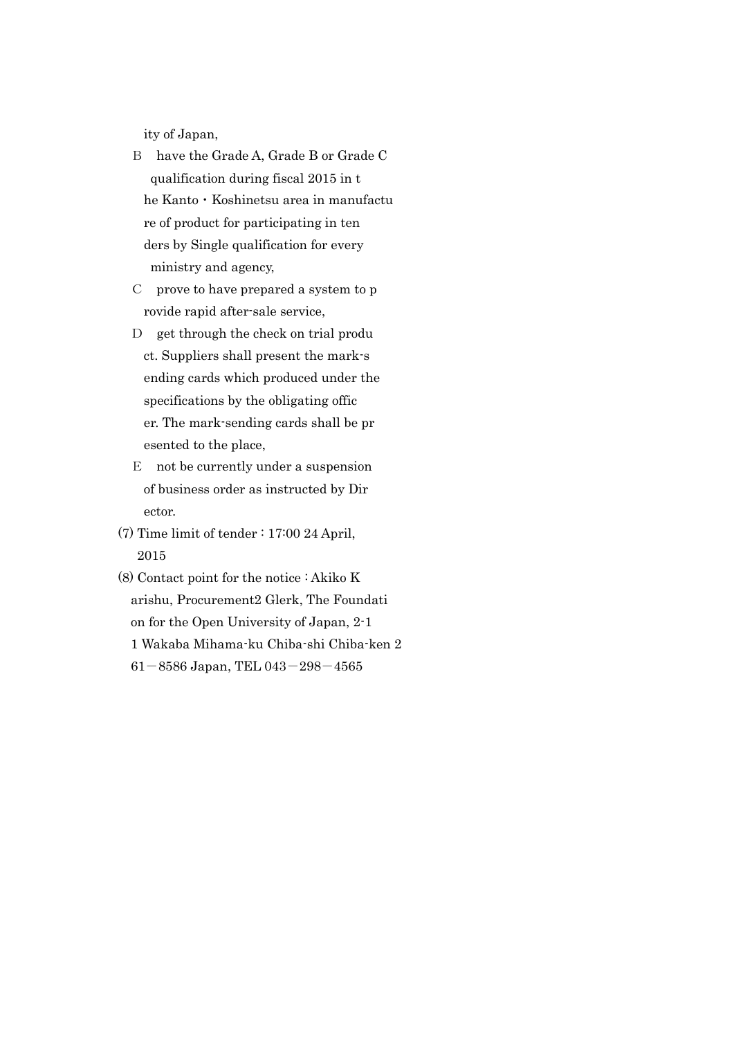ity of Japan,

B　have the Grade A, Grade B or Grade C qualification during fiscal 2015 in the Kanto・Koshinetsu area in manufacture of product for participating in tenders by Single qualification for every ministry and agency,

C　prove to have prepared a system to provide rapid after-sale service,

D　get through the check on trial product. Suppliers shall present the mark-sending cards which produced under the specifications by the obligating officer. The mark-sending cards shall be presented to the place,

E　not be currently under a suspension of business order as instructed by Director.

(7) Time limit of tender : 17:00 24 April, 2015

(8) Contact point for the notice : Akiko Karishu, Procurement2 Glerk, The Foundation for the Open University of Japan, 2-11 Wakaba Mihama-ku Chiba-shi Chiba-ken 261－8586 Japan, TEL 043－298－4565